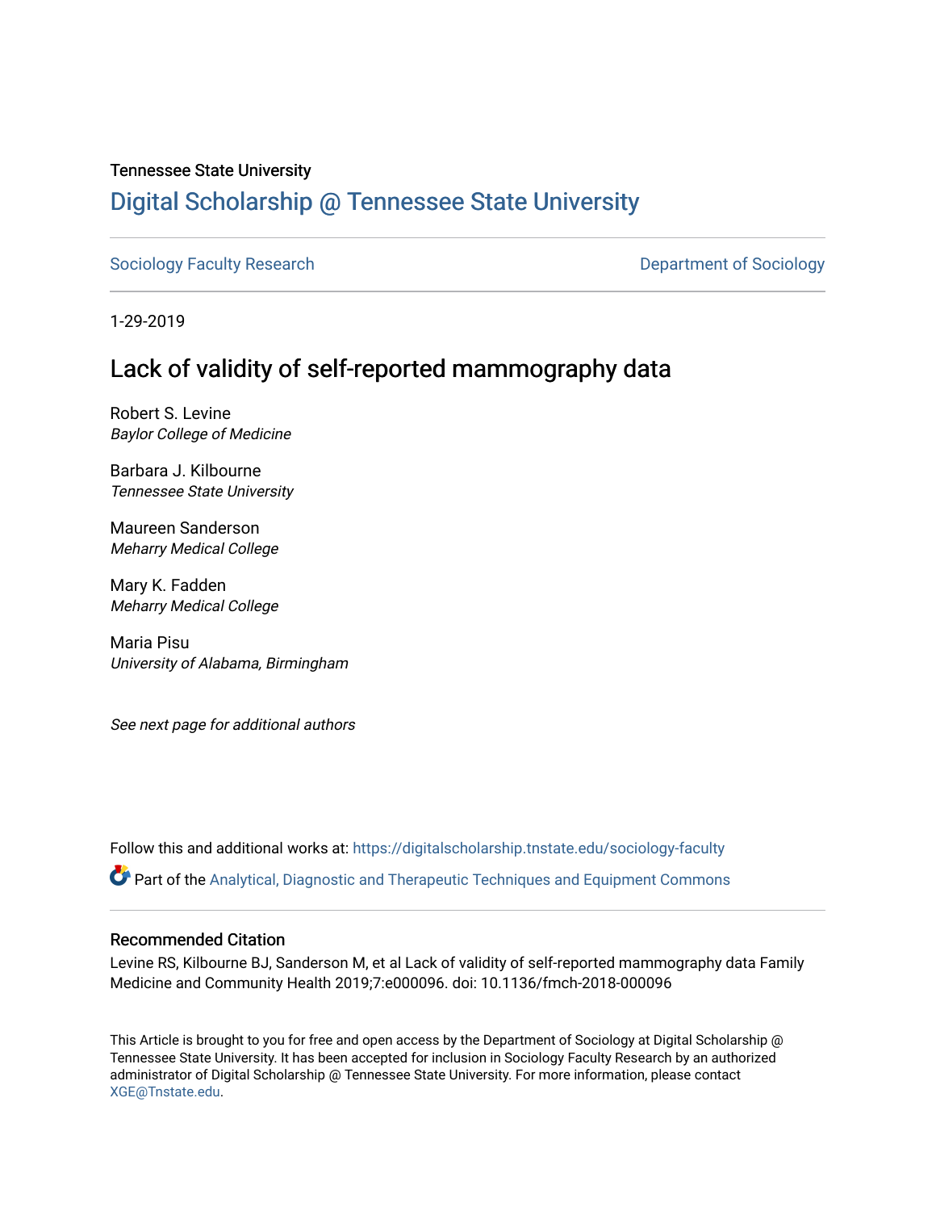Tennessee State University

# Digital Scholarship @ Tennessee State University

Sociology Faculty Research | Department of Sociology

1-29-2019

## Lack of validity of self-reported mammography data

Robert S. Levine
*Baylor College of Medicine*

Barbara J. Kilbourne
*Tennessee State University*

Maureen Sanderson
*Meharry Medical College*

Mary K. Fadden
*Meharry Medical College*

Maria Pisu
*University of Alabama, Birmingham*

*See next page for additional authors*

Follow this and additional works at: https://digitalscholarship.tnstate.edu/sociology-faculty

Part of the Analytical, Diagnostic and Therapeutic Techniques and Equipment Commons

### Recommended Citation

Levine RS, Kilbourne BJ, Sanderson M, et al Lack of validity of self-reported mammography data Family Medicine and Community Health 2019;7:e000096. doi: 10.1136/fmch-2018-000096

This Article is brought to you for free and open access by the Department of Sociology at Digital Scholarship @ Tennessee State University. It has been accepted for inclusion in Sociology Faculty Research by an authorized administrator of Digital Scholarship @ Tennessee State University. For more information, please contact XGE@Tnstate.edu.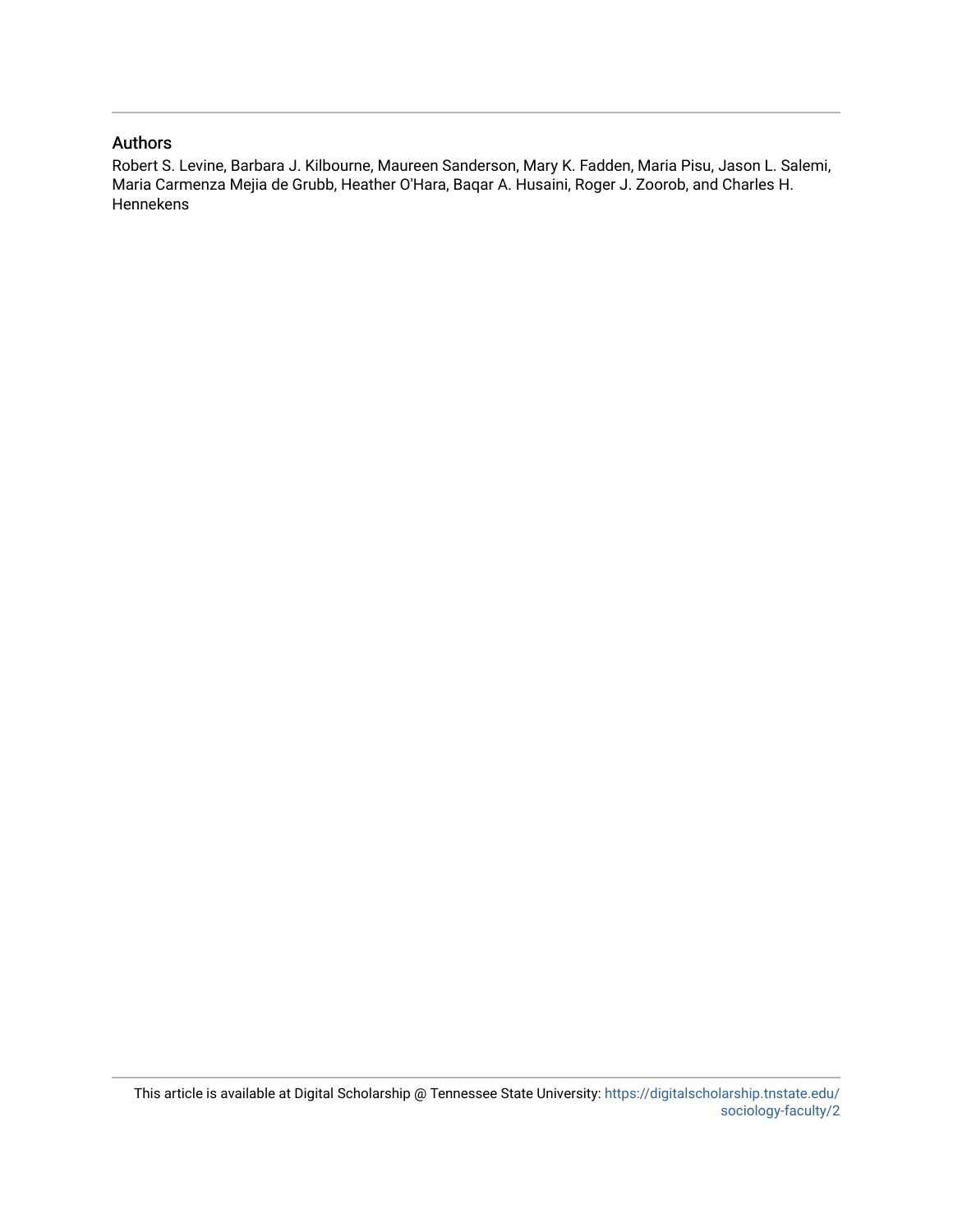## Authors

Robert S. Levine, Barbara J. Kilbourne, Maureen Sanderson, Mary K. Fadden, Maria Pisu, Jason L. Salemi, Maria Carmenza Mejia de Grubb, Heather O'Hara, Baqar A. Husaini, Roger J. Zoorob, and Charles H. Hennekens

This article is available at Digital Scholarship @ Tennessee State University: https://digitalscholarship.tnstate.edu/sociology-faculty/2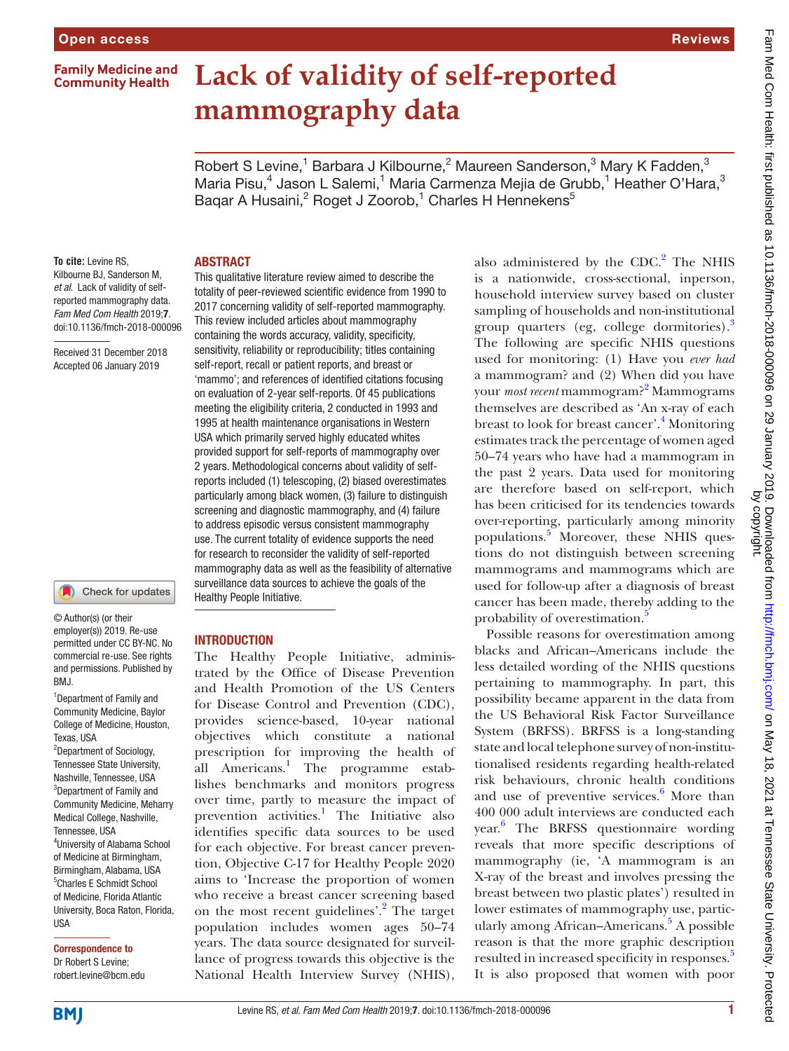# Lack of validity of self-reported mammography data

Robert S Levine,[1] Barbara J Kilbourne,[2] Maureen Sanderson,[3] Mary K Fadden,[3] Maria Pisu,[4] Jason L Salemi,[1] Maria Carmenza Mejia de Grubb,[1] Heather O'Hara,[3] Baqar A Husaini,[2] Roget J Zoorob,[1] Charles H Hennekens[5]

**To cite:** Levine RS, Kilbourne BJ, Sanderson M, *et al*. Lack of validity of self-reported mammography data. *Fam Med Com Health* 2019;**7**. doi:10.1136/fmch-2018-000096

Received 31 December 2018
Accepted 06 January 2019

© Author(s) (or their employer(s)) 2019. Re-use permitted under CC BY-NC. No commercial re-use. See rights and permissions. Published by BMJ.

[1]Department of Family and Community Medicine, Baylor College of Medicine, Houston, Texas, USA
[2]Department of Sociology, Tennessee State University, Nashville, Tennessee, USA
[3]Department of Family and Community Medicine, Meharry Medical College, Nashville, Tennessee, USA
[4]University of Alabama School of Medicine at Birmingham, Birmingham, Alabama, USA
[5]Charles E Schmidt School of Medicine, Florida Atlantic University, Boca Raton, Florida, USA

**Correspondence to**
Dr Robert S Levine;
robert.levine@bcm.edu

## ABSTRACT

This qualitative literature review aimed to describe the totality of peer-reviewed scientific evidence from 1990 to 2017 concerning validity of self-reported mammography. This review included articles about mammography containing the words accuracy, validity, specificity, sensitivity, reliability or reproducibility; titles containing self-report, recall or patient reports, and breast or 'mammo'; and references of identified citations focusing on evaluation of 2-year self-reports. Of 45 publications meeting the eligibility criteria, 2 conducted in 1993 and 1995 at health maintenance organisations in Western USA which primarily served highly educated whites provided support for self-reports of mammography over 2 years. Methodological concerns about validity of self-reports included (1) telescoping, (2) biased overestimates particularly among black women, (3) failure to distinguish screening and diagnostic mammography, and (4) failure to address episodic versus consistent mammography use. The current totality of evidence supports the need for research to reconsider the validity of self-reported mammography data as well as the feasibility of alternative surveillance data sources to achieve the goals of the Healthy People Initiative.

## INTRODUCTION

The Healthy People Initiative, administrated by the Office of Disease Prevention and Health Promotion of the US Centers for Disease Control and Prevention (CDC), provides science-based, 10-year national objectives which constitute a national prescription for improving the health of all Americans.[1] The programme establishes benchmarks and monitors progress over time, partly to measure the impact of prevention activities.[1] The Initiative also identifies specific data sources to be used for each objective. For breast cancer prevention, Objective C-17 for Healthy People 2020 aims to 'Increase the proportion of women who receive a breast cancer screening based on the most recent guidelines'.[2] The target population includes women ages 50–74 years. The data source designated for surveillance of progress towards this objective is the National Health Interview Survey (NHIS), also administered by the CDC.[2] The NHIS is a nationwide, cross-sectional, inperson, household interview survey based on cluster sampling of households and non-institutional group quarters (eg, college dormitories).[3] The following are specific NHIS questions used for monitoring: (1) Have you *ever had* a mammogram? and (2) When did you have your *most recent* mammogram?[2] Mammograms themselves are described as 'An x-ray of each breast to look for breast cancer'.[4] Monitoring estimates track the percentage of women aged 50–74 years who have had a mammogram in the past 2 years. Data used for monitoring are therefore based on self-report, which has been criticised for its tendencies towards over-reporting, particularly among minority populations.[5] Moreover, these NHIS questions do not distinguish between screening mammograms and mammograms which are used for follow-up after a diagnosis of breast cancer has been made, thereby adding to the probability of overestimation.[5]

Possible reasons for overestimation among blacks and African–Americans include the less detailed wording of the NHIS questions pertaining to mammography. In part, this possibility became apparent in the data from the US Behavioral Risk Factor Surveillance System (BRFSS). BRFSS is a long-standing state and local telephone survey of non-institutionalised residents regarding health-related risk behaviours, chronic health conditions and use of preventive services.[6] More than 400 000 adult interviews are conducted each year.[6] The BRFSS questionnaire wording reveals that more specific descriptions of mammography (ie, 'A mammogram is an X-ray of the breast and involves pressing the breast between two plastic plates') resulted in lower estimates of mammography use, particularly among African–Americans.[5] A possible reason is that the more graphic description resulted in increased specificity in responses.[5] It is also proposed that women with poor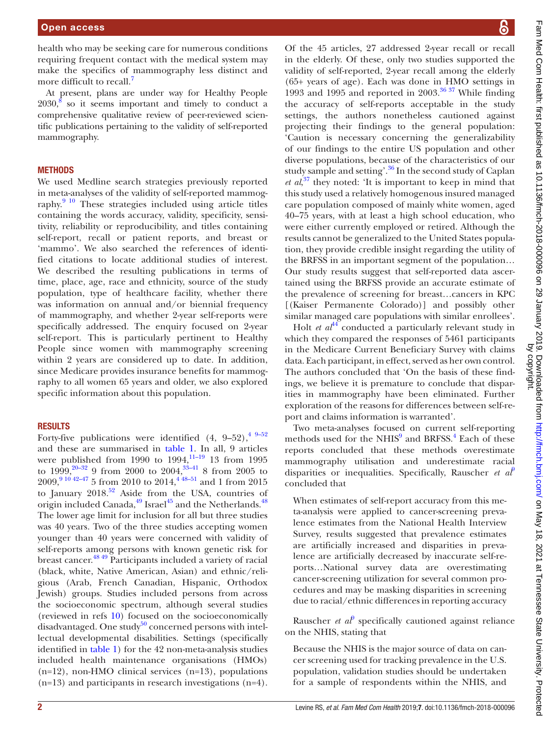health who may be seeking care for numerous conditions requiring frequent contact with the medical system may make the specifics of mammography less distinct and more difficult to recall.[7]

At present, plans are under way for Healthy People 2030,[8] so it seems important and timely to conduct a comprehensive qualitative review of peer-reviewed scientific publications pertaining to the validity of self-reported mammography.

## METHODS

We used Medline search strategies previously reported in meta-analyses of the validity of self-reported mammography.[9 10] These strategies included using article titles containing the words accuracy, validity, specificity, sensitivity, reliability or reproducibility, and titles containing self-report, recall or patient reports, and breast or 'mammo'. We also searched the references of identified citations to locate additional studies of interest. We described the resulting publications in terms of time, place, age, race and ethnicity, source of the study population, type of healthcare facility, whether there was information on annual and/or biennial frequency of mammography, and whether 2-year self-reports were specifically addressed. The enquiry focused on 2-year self-report. This is particularly pertinent to Healthy People since women with mammography screening within 2 years are considered up to date. In addition, since Medicare provides insurance benefits for mammography to all women 65 years and older, we also explored specific information about this population.

## RESULTS

Forty-five publications were identified (4, 9–52),[4 9–52] and these are summarised in table 1. In all, 9 articles were published from 1990 to 1994,[11–19] 13 from 1995 to 1999,[20–32] 9 from 2000 to 2004,[33–41] 8 from 2005 to 2009,[9 10 42–47] 5 from 2010 to 2014,[4 48–51] and 1 from 2015 to January 2018.[52] Aside from the USA, countries of origin included Canada,[49] Israel[45] and the Netherlands.[48] The lower age limit for inclusion for all but three studies was 40 years. Two of the three studies accepting women younger than 40 years were concerned with validity of self-reports among persons with known genetic risk for breast cancer.[48 49] Participants included a variety of racial (black, white, Native American, Asian) and ethnic/religious (Arab, French Canadian, Hispanic, Orthodox Jewish) groups. Studies included persons from across the socioeconomic spectrum, although several studies (reviewed in refs 10) focused on the socioeconomically disadvantaged. One study[50] concerned persons with intellectual developmental disabilities. Settings (specifically identified in table 1) for the 42 non-meta-analysis studies included health maintenance organisations (HMOs) (n=12), non-HMO clinical services (n=13), populations (n=13) and participants in research investigations (n=4).

Of the 45 articles, 27 addressed 2-year recall or recall in the elderly. Of these, only two studies supported the validity of self-reported, 2-year recall among the elderly (65+ years of age). Each was done in HMO settings in 1993 and 1995 and reported in 2003.[36 37] While finding the accuracy of self-reports acceptable in the study settings, the authors nonetheless cautioned against projecting their findings to the general population: 'Caution is necessary concerning the generalizability of our findings to the entire US population and other diverse populations, because of the characteristics of our study sample and setting'.[36] In the second study of Caplan *et al*,[37] they noted: 'It is important to keep in mind that this study used a relatively homogenous insured managed care population composed of mainly white women, aged 40–75 years, with at least a high school education, who were either currently employed or retired. Although the results cannot be generalized to the United States population, they provide credible insight regarding the utility of the BRFSS in an important segment of the population… Our study results suggest that self-reported data ascertained using the BRFSS provide an accurate estimate of the prevalence of screening for breast…cancers in KPC [(Kaiser Permanente Colorado)] and possibly other similar managed care populations with similar enrollees'.

Holt *et al*[44] conducted a particularly relevant study in which they compared the responses of 5461 participants in the Medicare Current Beneficiary Survey with claims data. Each participant, in effect, served as her own control. The authors concluded that 'On the basis of these findings, we believe it is premature to conclude that disparities in mammography have been eliminated. Further exploration of the reasons for differences between self-report and claims information is warranted'.

Two meta-analyses focused on current self-reporting methods used for the NHIS[9] and BRFSS.[4] Each of these reports concluded that these methods overestimate mammography utilisation and underestimate racial disparities or inequalities. Specifically, Rauscher *et al*[9] concluded that

> When estimates of self-report accuracy from this meta-analysis were applied to cancer-screening prevalence estimates from the National Health Interview Survey, results suggested that prevalence estimates are artificially increased and disparities in prevalence are artificially decreased by inaccurate self-reports…National survey data are overestimating cancer-screening utilization for several common procedures and may be masking disparities in screening due to racial/ethnic differences in reporting accuracy

Rauscher *et al*[9] specifically cautioned against reliance on the NHIS, stating that

> Because the NHIS is the major source of data on cancer screening used for tracking prevalence in the U.S. population, validation studies should be undertaken for a sample of respondents within the NHIS, and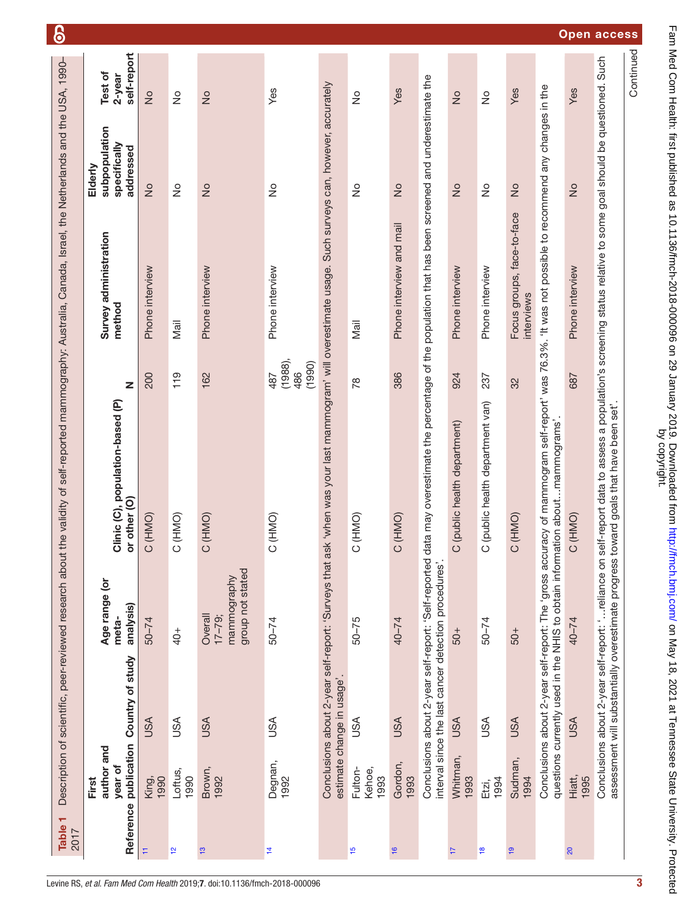**Table 1** Description of scientific, peer-reviewed research about the validity of self-reported mammography: Australia, Canada, Israel, the Netherlands and the USA, 1990–2017

| Reference | First author and year of publication | Country of study | Age range (or meta-analysis) | Clinic (C), population-based (P) or other (O) | N | Survey administration method | Elderly subpopulation specifically addressed | Test of 2-year self-report |
|---|---|---|---|---|---|---|---|---|
| 11 | King, 1990 | USA | 50–74 | C (HMO) | 200 | Phone interview | No | No |
| 12 | Loftus, 1990 | USA | 40+ | C (HMO) | 119 | Mail | No | No |
| 13 | Brown, 1992 | USA | Overall 17–79; mammography group not stated | C (HMO) | 162 | Phone interview | No | No |
| 14 | Degnan, 1992 | USA | 50–74 | C (HMO) | 487 (1988), 486 (1990) | Phone interview | No | Yes |
| | Conclusions about 2-year self-report: 'Surveys that ask 'when was your last mammogram' will overestimate usage. Such surveys can, however, accurately estimate change in usage'. | | | | | | | |
| 15 | Fulton-Kehoe, 1993 | USA | 50–75 | C (HMO) | 78 | Mail | No | No |
| 16 | Gordon, 1993 | USA | 40–74 | C (HMO) | 386 | Phone interview and mail | No | Yes |
| | Conclusions about 2-year self-report: 'Self-reported data may overestimate the percentage of the population that has been screened and underestimate the interval since the last cancer detection procedures'. | | | | | | | |
| 17 | Whitman, 1993 | USA | 50+ | C (public health department) | 924 | Phone interview | No | No |
| 18 | Etzi, 1994 | USA | 50–74 | C (public health department van) | 237 | Phone interview | No | No |
| 19 | Sudman, 1994 | USA | 50+ | C (HMO) | 32 | Focus groups, face-to-face interviews | No | Yes |
| | Conclusions about 2-year self-report: The 'gross accuracy of mammogram self-report' was 76.3%. 'It was not possible to recommend any changes in the questions currently used in the NHIS to obtain information about…mammograms'. | | | | | | | |
| 20 | Hiatt, 1995 | USA | 40–74 | C (HMO) | 687 | Phone interview | No | Yes |
| | Conclusions about 2-year self-report: '…reliance on self-report data to assess a population's screening status relative to some goal should be questioned. Such assessment will substantially overestimate progress toward goals that have been set'. | | | | | | | |

Continued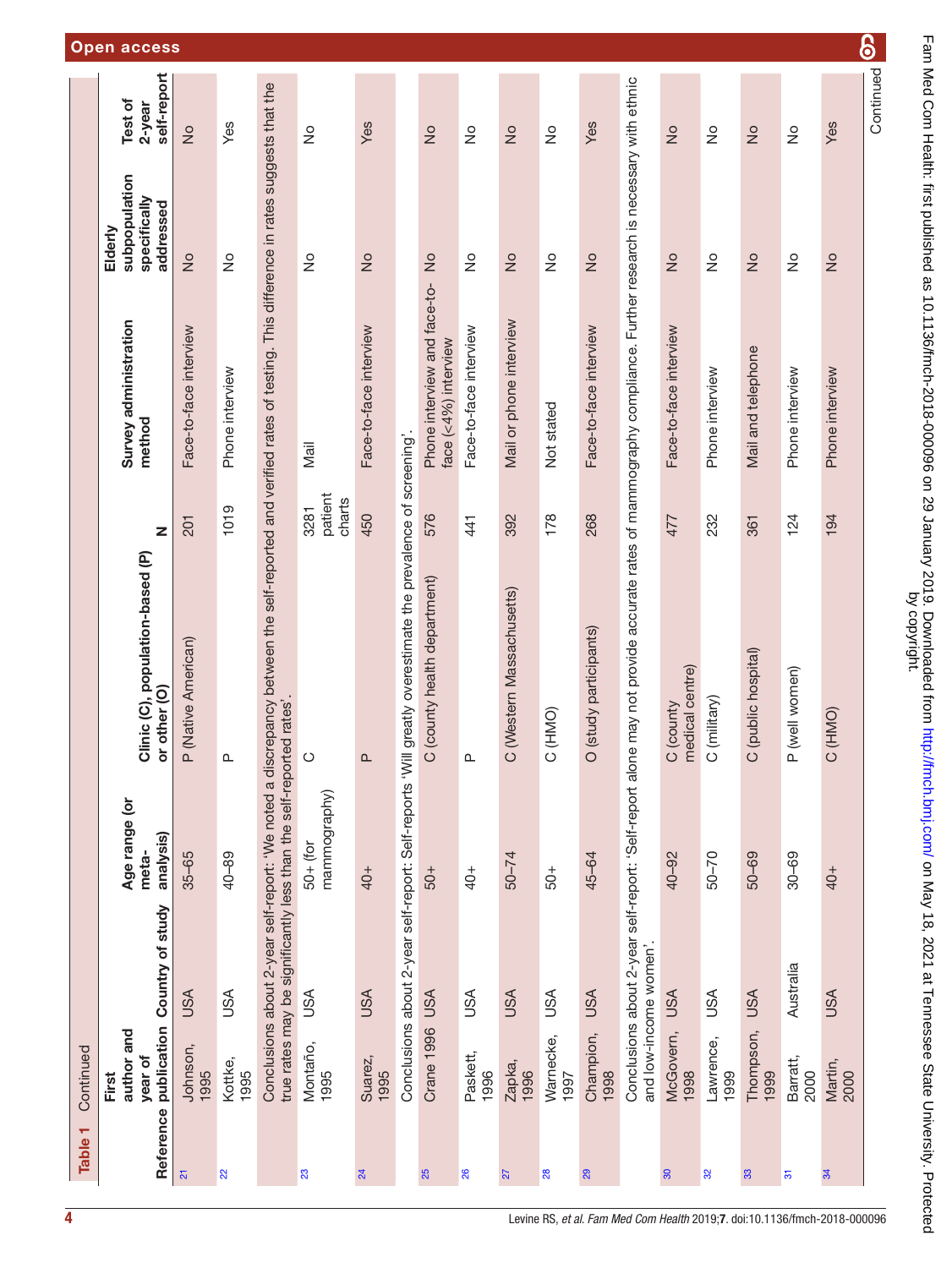**Table 1** Continued

| Reference | First author and year of publication | Country of study | Age range (or meta-analysis) | Clinic (C), population-based (P) or other (O) | N | Survey administration method | Elderly subpopulation specifically addressed | Test of 2-year self-report |
|---|---|---|---|---|---|---|---|---|
| 21 | Johnson, 1995 | USA | 35–65 | P (Native American) | 201 | Face-to-face interview | No | No |
| 22 | Kottke, 1995 | USA | 40–89 | P | 1019 | Phone interview | No | Yes |
| | Conclusions about 2-year self-report: 'We noted a discrepancy between the self-reported and verified rates of testing. This difference in rates suggests that the true rates may be significantly less than the self-reported rates'. | | | | | | | |
| 23 | Montaño, 1995 | USA | 50+ (for mammography) | C | 3281 patient charts | Mail | No | No |
| 24 | Suarez, 1995 | USA | 40+ | P | 450 | Face-to-face interview | No | Yes |
| | Conclusions about 2-year self-report: Self-reports 'Will greatly overestimate the prevalence of screening'. | | | | | | | |
| 25 | Crane 1996 | USA | 50+ | C (county health department) | 576 | Phone interview and face-to-face (<4%) interview | No | No |
| 26 | Paskett, 1996 | USA | 40+ | P | 441 | Face-to-face interview | No | No |
| 27 | Zapka, 1996 | USA | 50–74 | C (Western Massachusetts) | 392 | Mail or phone interview | No | No |
| 28 | Warnecke, 1997 | USA | 50+ | C (HMO) | 178 | Not stated | No | No |
| 29 | Champion, 1998 | USA | 45–64 | O (study participants) | 268 | Face-to-face interview | No | Yes |
| | Conclusions about 2-year self-report: 'Self-report alone may not provide accurate rates of mammography compliance. Further research is necessary with ethnic and low-income women'. | | | | | | | |
| 30 | McGovern, 1998 | USA | 40–92 | C (county medical centre) | 477 | Face-to-face interview | No | No |
| 32 | Lawrence, 1999 | USA | 50–70 | C (military) | 232 | Phone interview | No | No |
| 33 | Thompson, 1999 | USA | 50–69 | C (public hospital) | 361 | Mail and telephone | No | No |
| 31 | Barratt, 2000 | Australia | 30–69 | P (well women) | 124 | Phone interview | No | No |
| 34 | Martin, 2000 | USA | 40+ | C (HMO) | 194 | Phone interview | No | Yes |

Continued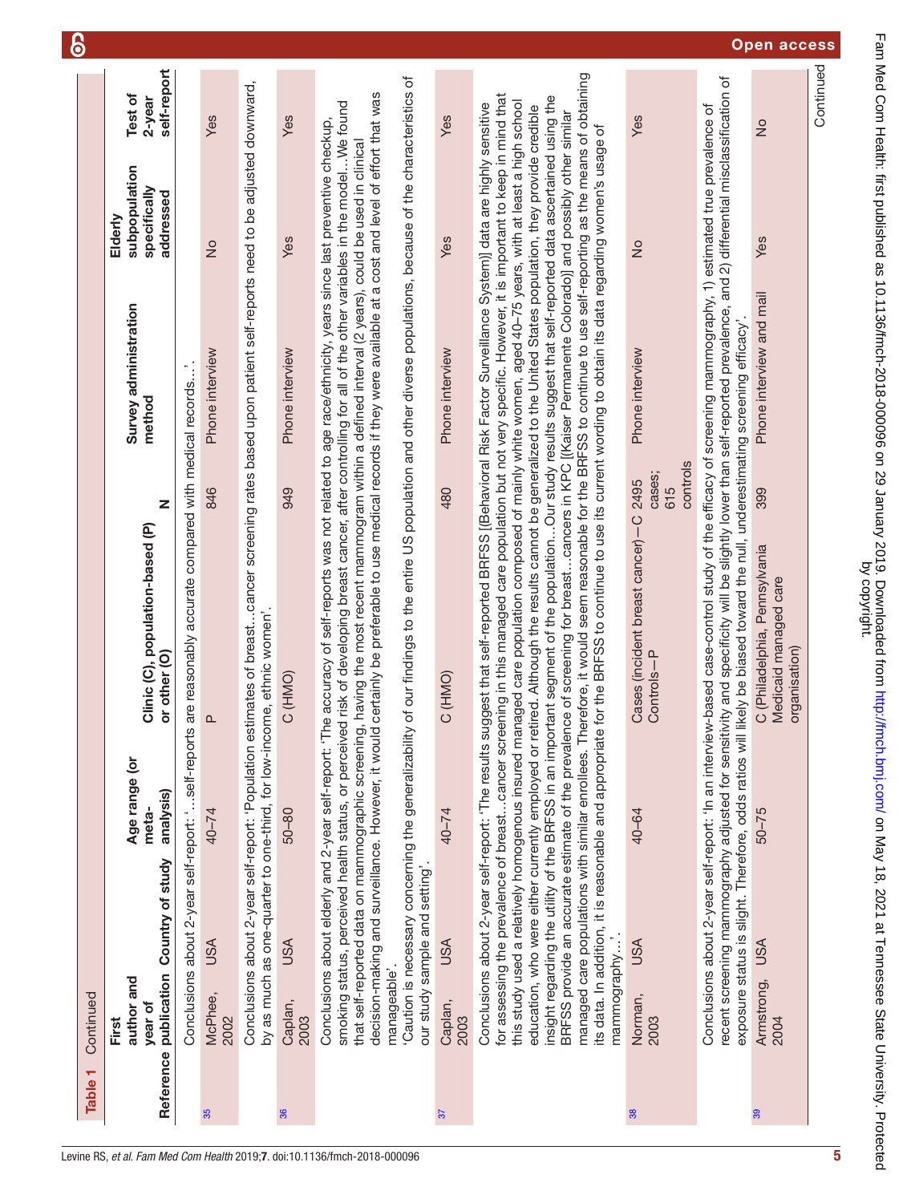**Table 1** Continued

| Reference | First author and year of publication | Country of study | Age range (or meta-analysis) | Clinic (C), population-based (P) or other (O) | N | Survey administration method | Elderly subpopulation specifically addressed | Test of 2-year self-report |
|---|---|---|---|---|---|---|---|---|
| | Conclusions about 2-year self-report: '…self-reports are reasonably accurate compared with medical records…'. | | | | | | | |
| 35 | McPhee, 2002 | USA | 40–74 | P | 846 | Phone interview | No | Yes |
| | Conclusions about 2-year self-report: 'Population estimates of breast…cancer screening rates based upon patient self-reports need to be adjusted downward, by as much as one-quarter to one-third, for low-income, ethnic women'. | | | | | | | |
| 36 | Caplan, 2003 | USA | 50–80 | C (HMO) | 949 | Phone interview | Yes | Yes |
| | Conclusions about elderly and 2-year self-report: 'The accuracy of self-reports was not related to age race/ethnicity, years since last preventive checkup, smoking status, perceived health status, or perceived risk of developing breast cancer, after controlling for all of the other variables in the model…We found that self-reported data on mammographic screening, having the most recent mammogram within a defined interval (2 years), could be used in clinical decision-making and surveillance. However, it would certainly be preferable to use medical records if they were available at a cost and level of effort that was manageable'. 'Caution is necessary concerning the generalizability of our findings to the entire US population and other diverse populations, because of the characteristics of our study sample and setting'. | | | | | | | |
| 37 | Caplan, 2003 | USA | 40–74 | C (HMO) | 480 | Phone interview | Yes | Yes |
| | Conclusions about 2-year self-report: 'The results suggest that self-reported BRFSS [(Behavioral Risk Factor Surveillance System)] data are highly sensitive for assessing the prevalence of breast…cancer screening in this managed care population but not very specific. However, it is important to keep in mind that this study used a relatively homogenous insured managed care population composed of mainly white women, aged 40–75 years, with at least a high school education, who were either currently employed or retired. Although the results cannot be generalized to the United States population, they provide credible insight regarding the utility of the BRFSS in an important segment of the population…Our study results suggest that self-reported data ascertained using the BRFSS provide an accurate estimate of the prevalence of screening for breast…cancers in KPC [(Kaiser Permanente Colorado)] and possibly other similar managed care populations with similar enrollees. Therefore, it would seem reasonable for the BRFSS to continue to use self-reporting as the means of obtaining its data. In addition, it is reasonable and appropriate for the BRFSS to continue to use its current wording to obtain its data regarding women's usage of mammography…'. | | | | | | | |
| 38 | Norman, 2003 | USA | 40–64 | Cases (incident breast cancer)—C Controls—P | 2495 cases; 615 controls | Phone interview | No | Yes |
| | Conclusions about 2-year self-report: 'In an interview-based case-control study of the efficacy of screening mammography, 1) estimated true prevalence of recent screening mammography adjusted for sensitivity and specificity will be slightly lower than self-reported prevalence, and 2) differential misclassification of exposure status is slight. Therefore, odds ratios will likely be biased toward the null, underestimating screening efficacy'. | | | | | | | |
| 39 | Armstrong, 2004 | USA | 50–75 | C (Philadelphia, Pennsylvania Medicaid managed care organisation) | 399 | Phone interview and mail | Yes | No |

Continued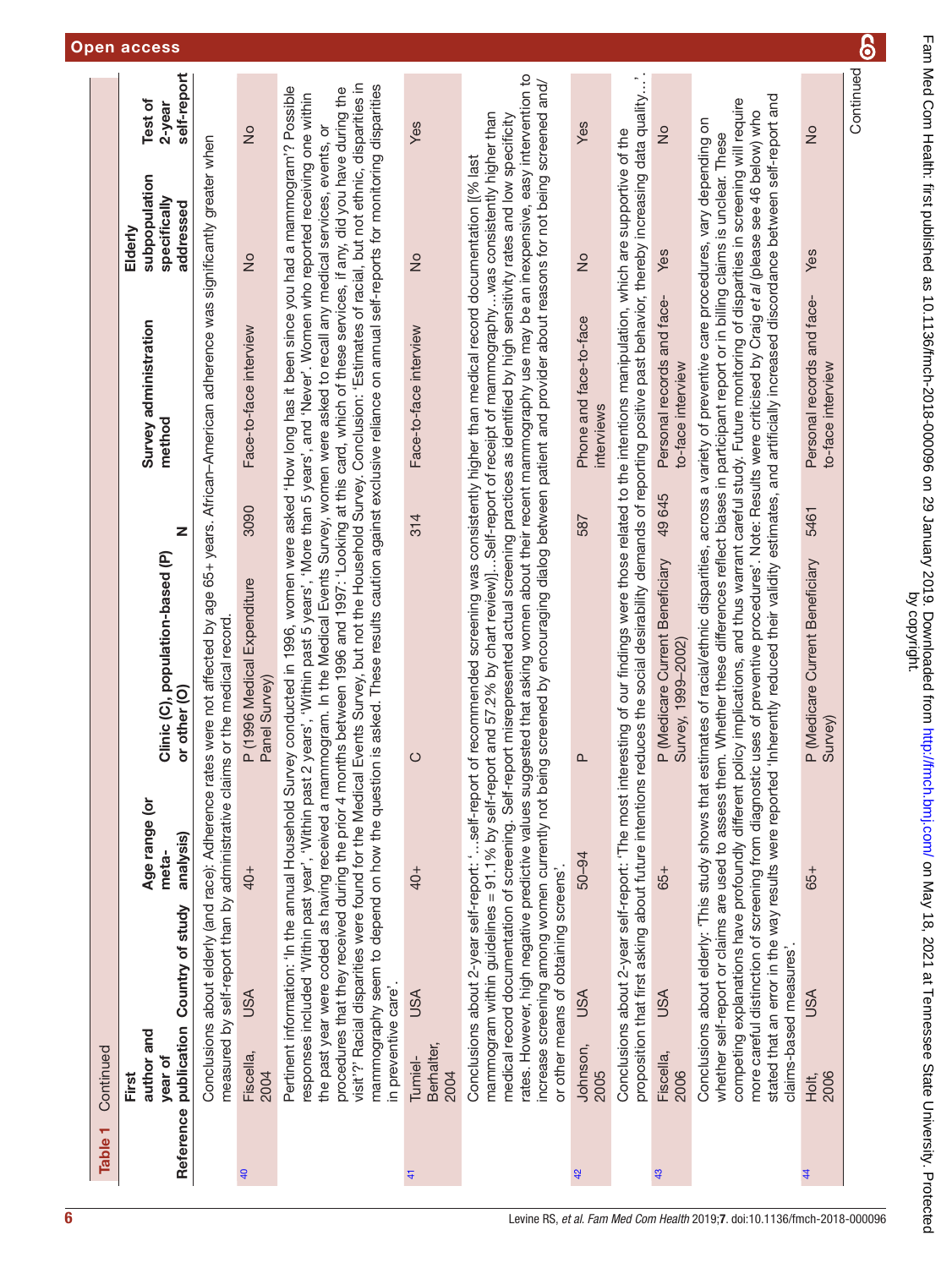Table 1 Continued

| Reference | First author and year of publication | Country of study | Age range (or meta-analysis) | Clinic (C), population-based (P) or other (O) | N | Survey administration method | Elderly subpopulation specifically addressed | Test of 2-year self-report |
|---|---|---|---|---|---|---|---|---|
| | Conclusions about elderly (and race): Adherence rates were not affected by age 65+ years. African–American adherence was significantly greater when measured by self-report than by administrative claims or the medical record. | | | | | | | |
| 40 | Fiscella, 2004 | USA | 40+ | P (1996 Medical Expenditure Panel Survey) | 3090 | Face-to-face interview | No | No |
| | Pertinent information: 'In the annual Household Survey conducted in 1996, women were asked 'How long has it been since you had a mammogram'? Possible responses included 'Within past year', 'Within past 2 years', 'Within past 5 years', 'More than 5 years', and 'Never'. Women who reported receiving one within the past year were coded as having received a mammogram. In the Medical Events Survey, women were asked to recall any medical services, events, or procedures that they received during the prior 4 months between 1996 and 1997: 'Looking at this card, which of these services, if any, did you have during the visit'?' Racial disparities were found for the Medical Events Survey, but not the Household Survey. Conclusion: 'Estimates of racial, but not ethnic, disparities in mammography seem to depend on how the question is asked. These results caution against exclusive reliance on annual self-reports for monitoring disparities in preventive care'. | | | | | | | |
| 41 | Tumiel-Berhalter, 2004 | USA | 40+ | C | 314 | Face-to-face interview | No | Yes |
| | Conclusions about 2-year self-report: '...self-report of recommended screening was consistently higher than medical record documentation [(% last mammogram within guidelines = 91.1% by self-report and 57.2% by chart review)]...Self-report of receipt of mammography...was consistently higher than medical record documentation of screening. Self-report misrepresented actual screening practices as identified by high sensitivity rates and low specificity rates. However, high negative predictive values suggested that asking women about their recent mammography use may be an inexpensive, easy intervention to increase screening among women currently not being screened by encouraging dialog between patient and provider about reasons for not being screened and/or other means of obtaining screens'. | | | | | | | |
| 42 | Johnson, 2005 | USA | 50–94 | P | 587 | Phone and face-to-face interviews | No | Yes |
| | Conclusions about 2-year self-report: 'The most interesting of our findings were those related to the intentions manipulation, which are supportive of the proposition that first asking about future intentions reduces the social desirability demands of reporting positive past behavior, thereby increasing data quality...'. | | | | | | | |
| 43 | Fiscella, 2006 | USA | 65+ | P (Medicare Current Beneficiary Survey, 1999–2002) | 49 645 | Personal records and face-to-face interview | Yes | No |
| | Conclusions about elderly: 'This study shows that estimates of racial/ethnic disparities, across a variety of preventive care procedures, vary depending on whether self-report or claims are used to assess them. Whether these differences reflect biases in participant report or in billing claims is unclear. These competing explanations have profoundly different policy implications, and thus warrant careful study. Future monitoring of disparities in screening will require more careful distinction of screening from diagnostic uses of preventive procedures'. Note: Results were criticised by Craig *et al* (please see 46 below) who stated that an error in the way results were reported 'Inherently reduced their validity estimates, and artificially increased discordance between self-report and claims-based measures'. | | | | | | | |
| 44 | Holt, 2006 | USA | 65+ | P (Medicare Current Beneficiary Survey) | 5461 | Personal records and face-to-face interview | Yes | No |

Continued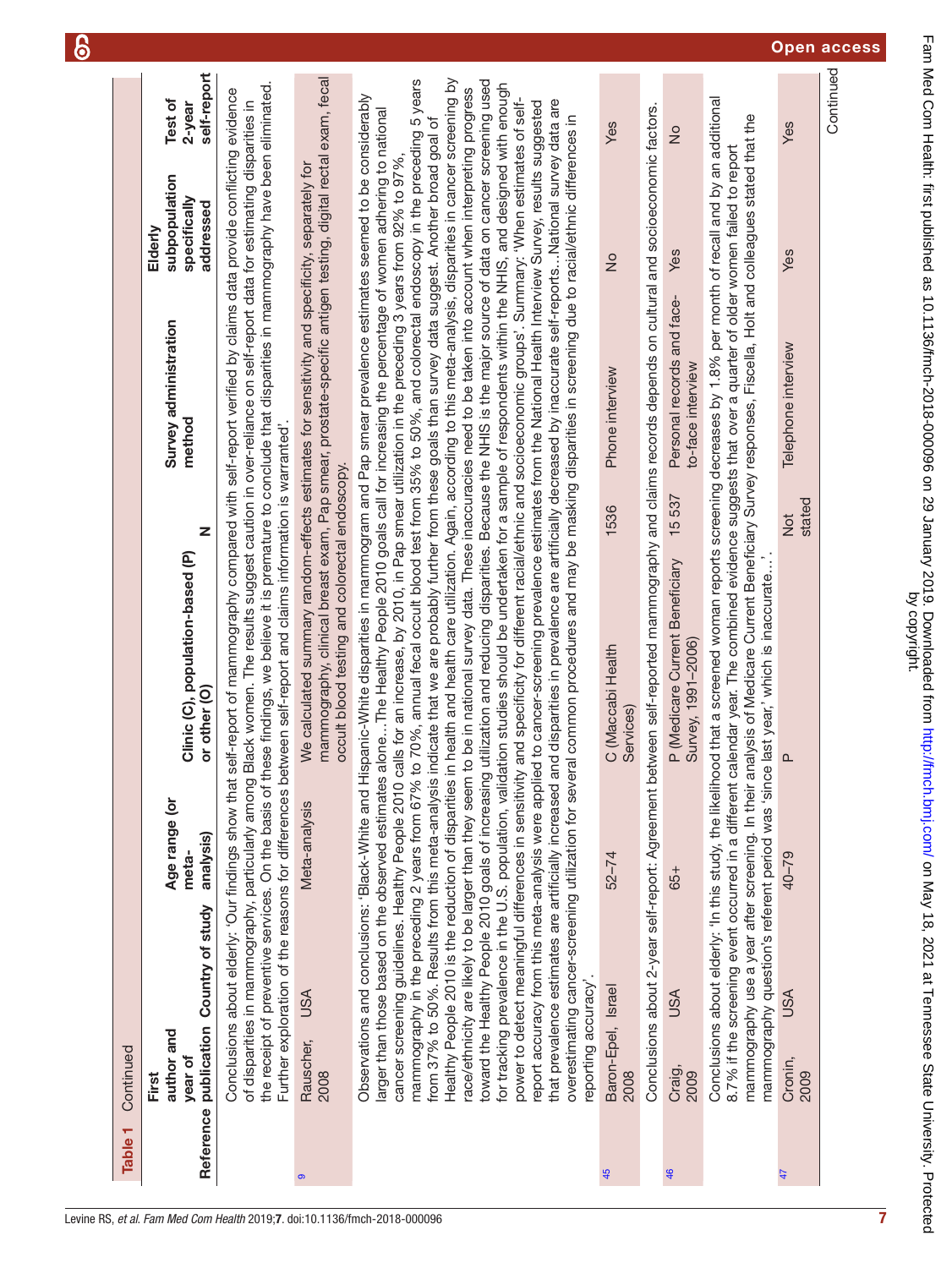**Table 1** Continued

| Reference | First author and year of publication | Country of study | Age range (or meta-analysis) | Clinic (C), population-based (P) or other (O) | N | Survey administration method | Elderly subpopulation specifically addressed | Test of 2-year self-report |
|---|---|---|---|---|---|---|---|---|
| | Conclusions about elderly: 'Our findings show that self-report of mammography compared with self-report verified by claims data provide conflicting evidence of disparities in mammography, particularly among Black women. The results suggest caution in over-reliance on self-report data for estimating disparities in the receipt of preventive services. On the basis of these findings, we believe it is premature to conclude that disparities in mammography have been eliminated. Further exploration of the reasons for differences between self-report and claims information is warranted'. | | | | | | | |
| 9 | Rauscher, 2008 | USA | Meta-analysis | We calculated summary random-effects estimates for sensitivity and specificity, separately for mammography, clinical breast exam, Pap smear, prostate-specific antigen testing, digital rectal exam, fecal occult blood testing and colorectal endoscopy. | | | | |
| | Observations and conclusions: 'Black-White and Hispanic-White disparities in mammogram and Pap smear prevalence estimates seemed to be considerably larger than those based on the observed estimates alone…The Healthy People 2010 goals call for increasing the percentage of women adhering to national cancer screening guidelines. Healthy People 2010 calls for an increase, by 2010, in Pap smear utilization in the preceding 3 years from 92% to 97%, mammography in the preceding 2 years from 67% to 70%, annual fecal occult blood test from 35% to 50%, and colorectal endoscopy in the preceding 5 years from 37% to 50%. Results from this meta-analysis indicate that we are probably further from these goals than survey data suggest. Another broad goal of Healthy People 2010 is the reduction of disparities in health and health care utilization. Again, according to this meta-analysis, disparities in cancer screening by race/ethnicity are likely to be larger than they seem to be in national survey data. These inaccuracies need to be taken into account when interpreting progress toward the Healthy People 2010 goals of increasing utilization and reducing disparities. Because the NHIS is the major source of data on cancer screening used for tracking prevalence in the U.S. population, validation studies should be undertaken for a sample of respondents within the NHIS, and designed with enough power to detect meaningful differences in sensitivity and specificity for different racial/ethnic and socioeconomic groups'. Summary: 'When estimates of self-report accuracy from this meta-analysis were applied to cancer-screening prevalence estimates from the National Health Interview Survey, results suggested that prevalence estimates are artificially increased and disparities in prevalence are artificially decreased by inaccurate self-reports…National survey data are overestimating cancer-screening utilization for several common procedures and may be masking disparities in screening due to racial/ethnic differences in reporting accuracy'. | | | | | | | |
| 45 | Baron-Epel, 2008 | Israel | 52–74 | C (Maccabi Health Services) | 1536 | Phone interview | No | Yes |
| | Conclusions about 2-year self-report: Agreement between self-reported mammography and claims records depends on cultural and socioeconomic factors. | | | | | | | |
| 46 | Craig, 2009 | USA | 65+ | P (Medicare Current Beneficiary Survey, 1991–2006) | 15 537 | Personal records and face-to-face interview | Yes | No |
| | Conclusions about elderly: 'In this study, the likelihood that a screened woman reports screening decreases by 1.8% per month of recall and by an additional 8.7% if the screening event occurred in a different calendar year. The combined evidence suggests that over a quarter of older women failed to report mammography use a year after screening. In their analysis of Medicare Current Beneficiary Survey responses, Fiscella, Holt and colleagues stated that the mammography question's referent period was 'since last year,' which is inaccurate…'. | | | | | | | |
| 47 | Cronin, 2009 | USA | 40–79 | P | Not stated | Telephone interview | Yes | Yes |

Continued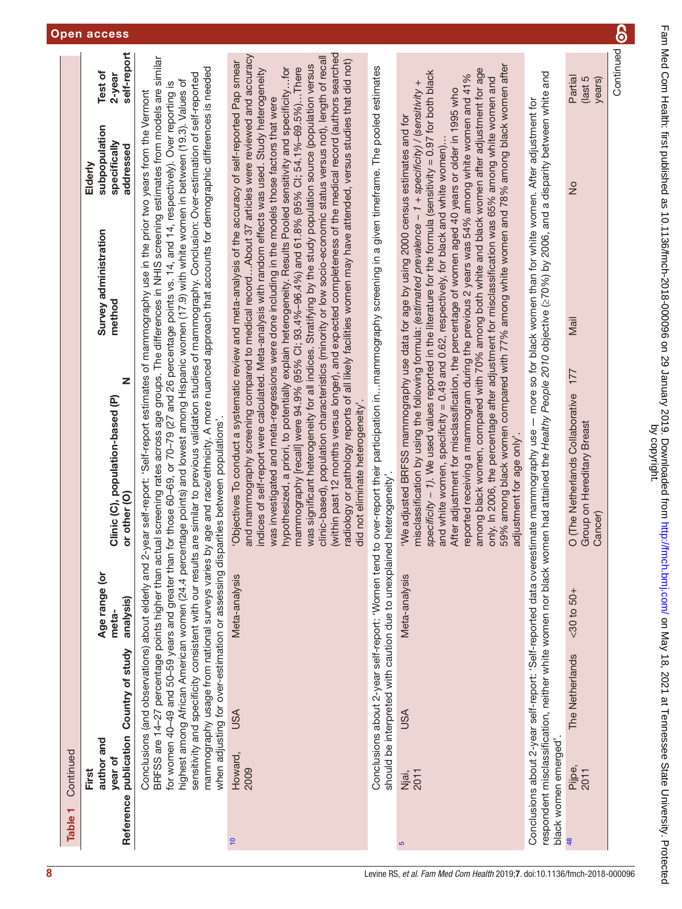**Table 1** Continued

| Reference | First author and year of publication | Country of study | Age range (or meta-analysis) | Clinic (C), population-based (P) or other (O) | N | Survey administration method | Elderly subpopulation specifically addressed | Test of 2-year self-report |
|---|---|---|---|---|---|---|---|---|
| | Conclusions (and observations) about elderly and 2-year self-report: 'Self-report estimates of mammography use in the prior two years from the Vermont BRFSS are 14–27 percentage points higher than actual screening rates across age groups. The differences in NHIS screening estimates from models are similar for women 40–49 and 50–59 years and greater than for those 60–69, or 70–79 (27 and 26 percentage points vs. 14, and 14, respectively). Over reporting is highest among African American women (24.4 percentage points) and lowest among Hispanic women (17.9) with white women in between (19.3). Values of sensitivity and specificity consistent with our results are similar to previous validation studies of mammography. Conclusion: Over-estimation of self-reported mammography usage from national surveys varies by age and race/ethnicity. A more nuanced approach that accounts for demographic differences is needed when adjusting for over-estimation or assessing disparities between populations'. | | | | | | | |
| 10 | Howard, 2009 | USA | Meta-analysis | 'Objectives To conduct a systematic review and meta-analysis of the accuracy of self-reported Pap smear and mammography screening compared to medical record…About 37 articles were reviewed and accuracy indices of self-report were calculated. Meta-analysis with random effects was used. Study heterogeneity was investigated and meta-regressions were done including in the models those factors that were hypothesized, a priori, to potentially explain heterogeneity. Results Pooled sensitivity and specificity…for mammography [recall] were 94.9% (95% CI; 93.4%–96.4%) and 61.8% (95% CI; 54.1%–69.5%)…There was significant heterogeneity for all indices. Stratifying by the study population source (population versus clinic-based), population characteristics (minority or low socio-economic status versus not), length of recall (within past 12 months versus longer), and expected completeness of the medical record (authors searched radiology or pathology reports of all likely facilities women may have attended, versus studies that did not) did not eliminate heterogeneity'. | | | | |
| | Conclusions about 2-year self-report: 'Women tend to over-report their participation in…mammography screening in a given timeframe. The pooled estimates should be interpreted with caution due to unexplained heterogeneity'. | | | | | | | |
| 5 | Njai, 2011 | USA | Meta-analysis | 'We adjusted BRFSS mammography use data for age by using 2000 census estimates and for misclassification by using the following formula: (*estimated prevalence – 1 + specificity*) / (*sensitivity + specificity – 1*). We used values reported in the literature for the formula (sensitivity = 0.97 for both black and white women, specificity = 0.49 and 0.62, respectively, for black and white women)… After adjustment for misclassification, the percentage of women aged 40 years or older in 1995 who reported receiving a mammogram during the previous 2 years was 54% among white women and 41% among black women, compared with 70% among both white and black women after adjustment for age only. In 2006, the percentage after adjustment for misclassification was 65% among white women and 59% among black women compared with 77% among white women and 78% among black women after adjustment for age only'. | | | | |
| | Conclusions about 2-year self-report: 'Self-reported data overestimate mammography use — more so for black women than for white women. After adjustment for respondent misclassification, neither white women nor black women had attained the *Healthy People 2010* objective (≥70%) by 2006, and a disparity between white and black women emerged'. | | | | | | | |
| 48 | Pijpe, 2011 | The Netherlands | <30 to 50+ | O (The Netherlands Collaborative Group on Hereditary Breast Cancer) | 177 | Mail | No | Partial (last 5 years) |

Continued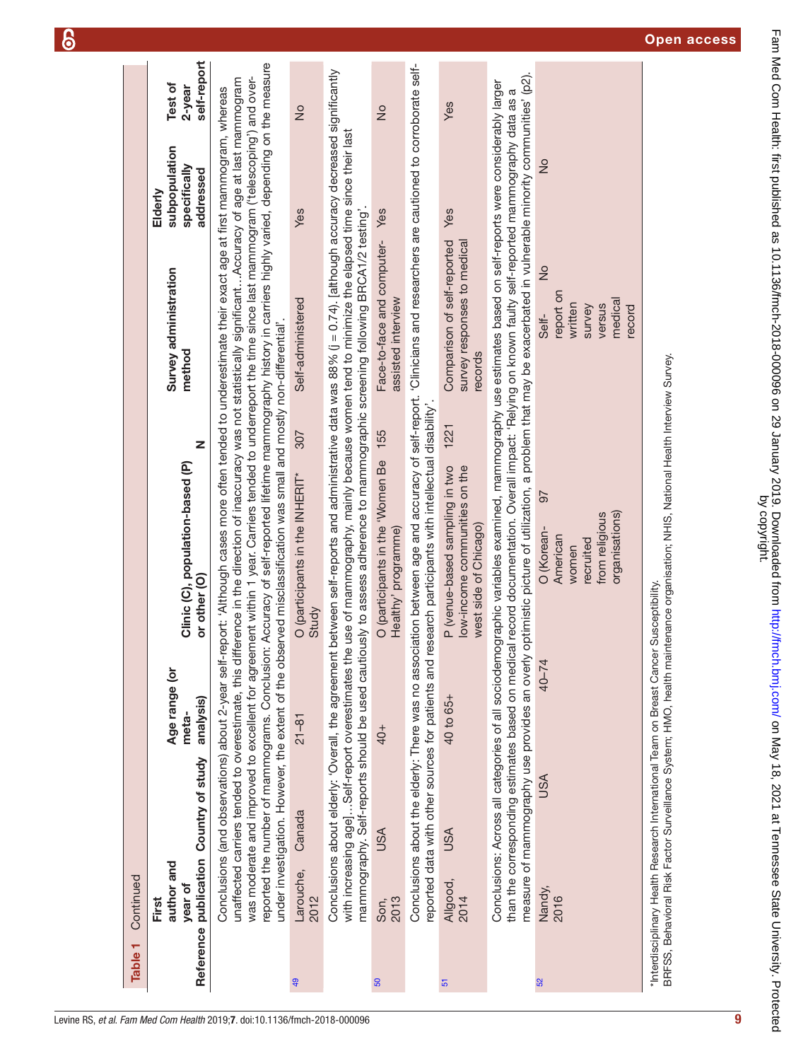**Table 1** Continued

| Reference | First author and year of publication | Country of study | Age range (or meta-analysis) | Clinic (C), population-based (P) or other (O) | N | Survey administration method | Elderly subpopulation specifically addressed | Test of 2-year self-report |
|---|---|---|---|---|---|---|---|---|
| | Conclusions (and observations) about 2-year self-report: 'Although cases more often tended to underestimate their exact age at first mammogram, whereas unaffected carriers tended to overestimate, this difference in the direction of inaccuracy was not statistically significant…Accuracy of age at last mammogram was moderate and improved to excellent for agreement within 1 year. Carriers tended to underreport the time since last mammogram ('telescoping') and over-reported the number of mammograms. Conclusion: Accuracy of self-reported lifetime mammography history in carriers highly varied, depending on the measure under investigation. However, the extent of the observed misclassification was small and mostly non-differential'. | | | | | | | |
| 49 | Larouche, 2012 | Canada | 21–81 | O (participants in the INHERIT* Study | 307 | Self-administered | Yes | No |
| | Conclusions about elderly: 'Overall, the agreement between self-reports and administrative data was 88% (j = 0.74). [although accuracy decreased significantly with increasing age]…Self-report overestimates the use of mammography, mainly because women tend to minimize the elapsed time since their last mammography. Self-reports should be used cautiously to assess adherence to mammographic screening following BRCA1/2 testing'. | | | | | | | |
| 50 | Son, 2013 | USA | 40+ | O (participants in the 'Women Be Healthy' programme) | 155 | Face-to-face and computer-assisted interview | Yes | No |
| | Conclusions about the elderly: There was no association between age and accuracy of self-report. 'Clinicians and researchers are cautioned to corroborate self-reported data with other sources for patients and research participants with intellectual disability'. | | | | | | | |
| 51 | Allgood, 2014 | USA | 40 to 65+ | P (venue-based sampling in two low-income communities on the west side of Chicago) | 1221 | Comparison of self-reported survey responses to medical records | Yes | Yes |
| | Conclusions: Across all categories of all sociodemographic variables examined, mammography use estimates based on self-reports were considerably larger than the corresponding estimates based on medical record documentation. Overall impact: 'Relying on known faulty self-reported mammography data as a measure of mammography use provides an overly optimistic picture of utilization, a problem that may be exacerbated in vulnerable minority communities' (p2). | | | | | | | |
| 52 | Nandy, 2016 | USA | 40–74 | O (Korean-American women recruited from religious organisations) | 97 | Self-report on written survey versus medical record | No | No |

*Interdisciplinary Health Research International Team on Breast Cancer Susceptibility.

BRFSS, Behavioral Risk Factor Surveillance System; HMO, health maintenance organisation; NHIS, National Health Interview Survey.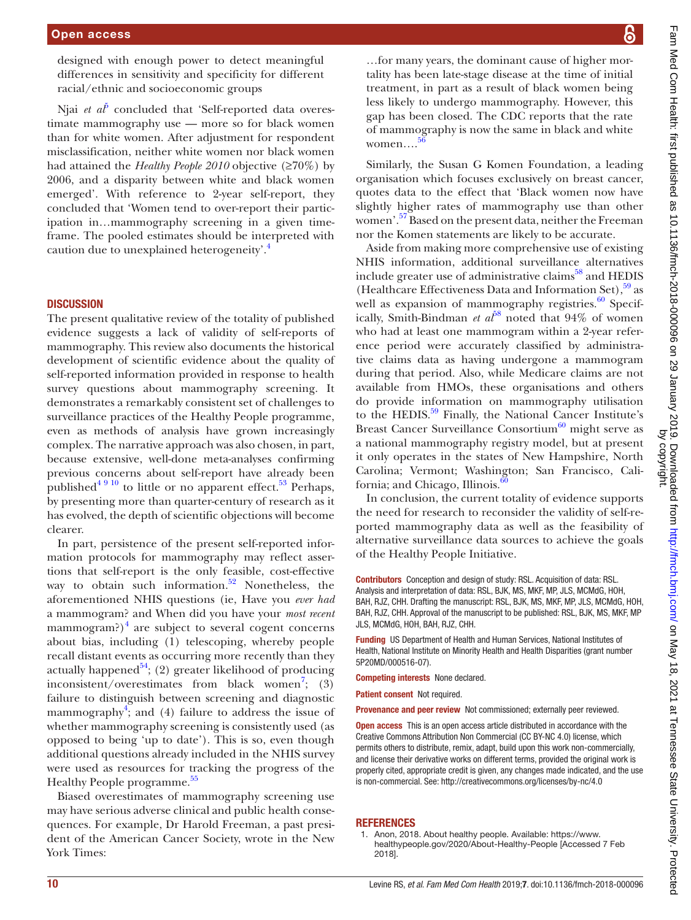designed with enough power to detect meaningful differences in sensitivity and specificity for different racial/ethnic and socioeconomic groups

Njai *et al*[5] concluded that 'Self-reported data overestimate mammography use — more so for black women than for white women. After adjustment for respondent misclassification, neither white women nor black women had attained the *Healthy People 2010* objective (≥70%) by 2006, and a disparity between white and black women emerged'. With reference to 2-year self-report, they concluded that 'Women tend to over-report their participation in…mammography screening in a given timeframe. The pooled estimates should be interpreted with caution due to unexplained heterogeneity'.[4]

## DISCUSSION

The present qualitative review of the totality of published evidence suggests a lack of validity of self-reports of mammography. This review also documents the historical development of scientific evidence about the quality of self-reported information provided in response to health survey questions about mammography screening. It demonstrates a remarkably consistent set of challenges to surveillance practices of the Healthy People programme, even as methods of analysis have grown increasingly complex. The narrative approach was also chosen, in part, because extensive, well-done meta-analyses confirming previous concerns about self-report have already been published[4 9 10] to little or no apparent effect.[53] Perhaps, by presenting more than quarter-century of research as it has evolved, the depth of scientific objections will become clearer.

In part, persistence of the present self-reported information protocols for mammography may reflect assertions that self-report is the only feasible, cost-effective way to obtain such information.[52] Nonetheless, the aforementioned NHIS questions (ie, Have you *ever had* a mammogram? and When did you have your *most recent* mammogram?)[4] are subject to several cogent concerns about bias, including (1) telescoping, whereby people recall distant events as occurring more recently than they actually happened[54]; (2) greater likelihood of producing inconsistent/overestimates from black women[7]; (3) failure to distinguish between screening and diagnostic mammography[4]; and (4) failure to address the issue of whether mammography screening is consistently used (as opposed to being 'up to date'). This is so, even though additional questions already included in the NHIS survey were used as resources for tracking the progress of the Healthy People programme.[55]

Biased overestimates of mammography screening use may have serious adverse clinical and public health consequences. For example, Dr Harold Freeman, a past president of the American Cancer Society, wrote in the New York Times:

> …for many years, the dominant cause of higher mortality has been late-stage disease at the time of initial treatment, in part as a result of black women being less likely to undergo mammography. However, this gap has been closed. The CDC reports that the rate of mammography is now the same in black and white women….[56]

Similarly, the Susan G Komen Foundation, a leading organisation which focuses exclusively on breast cancer, quotes data to the effect that 'Black women now have slightly higher rates of mammography use than other women'.[57] Based on the present data, neither the Freeman nor the Komen statements are likely to be accurate.

Aside from making more comprehensive use of existing NHIS information, additional surveillance alternatives include greater use of administrative claims[58] and HEDIS (Healthcare Effectiveness Data and Information Set),[59] as well as expansion of mammography registries.[60] Specifically, Smith-Bindman *et al*[58] noted that 94% of women who had at least one mammogram within a 2-year reference period were accurately classified by administrative claims data as having undergone a mammogram during that period. Also, while Medicare claims are not available from HMOs, these organisations and others do provide information on mammography utilisation to the HEDIS.[59] Finally, the National Cancer Institute's Breast Cancer Surveillance Consortium[60] might serve as a national mammography registry model, but at present it only operates in the states of New Hampshire, North Carolina; Vermont; Washington; San Francisco, California; and Chicago, Illinois.[60]

In conclusion, the current totality of evidence supports the need for research to reconsider the validity of self-reported mammography data as well as the feasibility of alternative surveillance data sources to achieve the goals of the Healthy People Initiative.

**Contributors** Conception and design of study: RSL. Acquisition of data: RSL. Analysis and interpretation of data: RSL, BJK, MS, MKF, MP, JLS, MCMdG, HOH, BAH, RJZ, CHH. Drafting the manuscript: RSL, BJK, MS, MKF, MP, JLS, MCMdG, HOH, BAH, RJZ, CHH. Approval of the manuscript to be published: RSL, BJK, MS, MKF, MP JLS, MCMdG, HOH, BAH, RJZ, CHH.

**Funding** US Department of Health and Human Services, National Institutes of Health, National Institute on Minority Health and Health Disparities (grant number 5P20MD/000516-07).

**Competing interests** None declared.

**Patient consent** Not required.

**Provenance and peer review** Not commissioned; externally peer reviewed.

**Open access** This is an open access article distributed in accordance with the Creative Commons Attribution Non Commercial (CC BY-NC 4.0) license, which permits others to distribute, remix, adapt, build upon this work non-commercially, and license their derivative works on different terms, provided the original work is properly cited, appropriate credit is given, any changes made indicated, and the use is non-commercial. See: http://creativecommons.org/licenses/by-nc/4.0

## REFERENCES

1. Anon, 2018. About healthy people. Available: https://www.healthypeople.gov/2020/About-Healthy-People [Accessed 7 Feb 2018].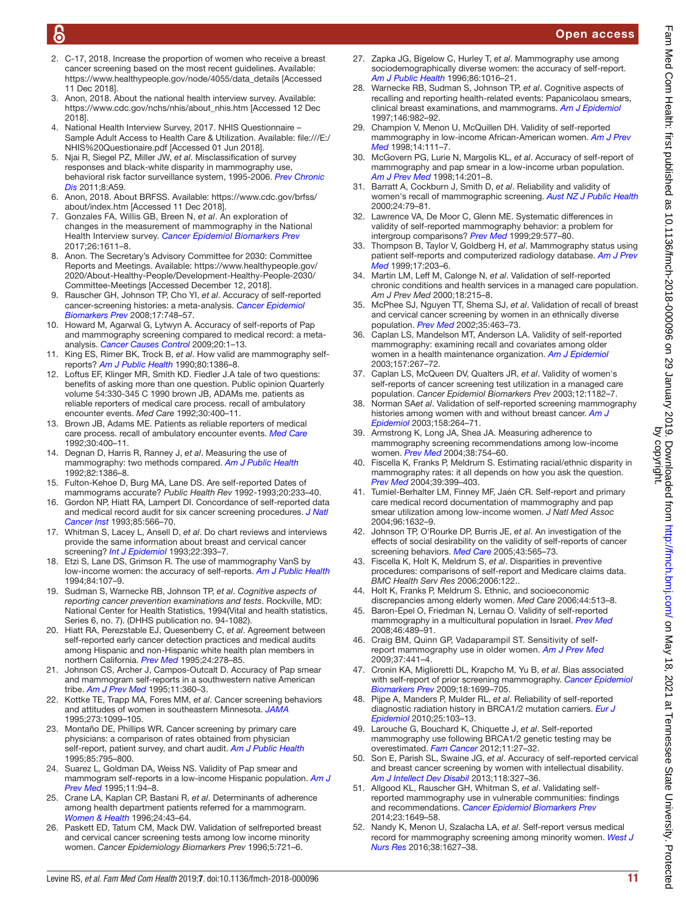2. C-17, 2018. Increase the proportion of women who receive a breast cancer screening based on the most recent guidelines. Available: https://www.healthypeople.gov/node/4055/data_details [Accessed 11 Dec 2018].
3. Anon, 2018. About the national health interview survey. Available: https://www.cdc.gov/nchs/nhis/about_nhis.htm [Accessed 12 Dec 2018].
4. National Health Interview Survey, 2017. NHIS Questionnaire – Sample Adult Access to Health Care & Utilization. Available: file:///E:/NHIS%20Questionaire.pdf [Accessed 01 Jun 2018].
5. Njai R, Siegel PZ, Miller JW, *et al*. Misclassification of survey responses and black-white disparity in mammography use, behavioral risk factor surveillance system, 1995-2006. *Prev Chronic Dis* 2011;8:A59.
6. Anon, 2018. About BRFSS. Available: https://www.cdc.gov/brfss/about/index.htm [Accessed 11 Dec 2018].
7. Gonzales FA, Willis GB, Breen N, *et al*. An exploration of changes in the measurement of mammography in the National Health Interview survey. *Cancer Epidemiol Biomarkers Prev* 2017;26:1611–8.
8. Anon. The Secretary's Advisory Committee for 2030: Committee Reports and Meetings. Available: https://www.healthypeople.gov/2020/About-Healthy-People/Development-Healthy-People-2030/Committee-Meetings [Accessed December 12, 2018].
9. Rauscher GH, Johnson TP, Cho YI, *et al*. Accuracy of self-reported cancer-screening histories: a meta-analysis. *Cancer Epidemiol Biomarkers Prev* 2008;17:748–57.
10. Howard M, Agarwal G, Lytwyn A. Accuracy of self-reports of Pap and mammography screening compared to medical record: a meta-analysis. *Cancer Causes Control* 2009;20:1–13.
11. King ES, Rimer BK, Trock B, *et al*. How valid are mammography self-reports? *Am J Public Health* 1990;80:1386–8.
12. Loftus EF, Klinger MR, Smith KD. Fiedler J.A tale of two questions: benefits of asking more than one question. Public opinion Quarterly volume 54:330-345 C 1990 brown JB, ADAMs me. patients as reliable reporters of medical care process. recall of ambulatory encounter events. *Med Care* 1992;30:400–11.
13. Brown JB, Adams ME. Patients as reliable reporters of medical care process. recall of ambulatory encounter events. *Med Care* 1992;30:400–11.
14. Degnan D, Harris R, Ranney J, *et al*. Measuring the use of mammography: two methods compared. *Am J Public Health* 1992;82:1386–8.
15. Fulton-Kehoe D, Burg MA, Lane DS. Are self-reported Dates of mammograms accurate? *Public Health Rev* 1992-1993;20:233–40.
16. Gordon NP, Hiatt RA, Lampert DI. Concordance of self-reported data and medical record audit for six cancer screening procedures. *J Natl Cancer Inst* 1993;85:566–70.
17. Whitman S, Lacey L, Ansell D, *et al*. Do chart reviews and interviews provide the same information about breast and cervical cancer screening? *Int J Epidemiol* 1993;22:393–7.
18. Etzi S, Lane DS, Grimson R. The use of mammography VanS by low-income women: the accuracy of self-reports. *Am J Public Health* 1994;84:107–9.
19. Sudman S, Warnecke RB, Johnson TP, *et al*. *Cognitive aspects of reporting cancer prevention examinations and tests*. Rockville, MD: National Center for Health Statistics, 1994(Vital and health statistics, Series 6, no. 7). (DHHS publication no. 94-1082).
20. Hiatt RA, Perezstable EJ, Quesenberry C, *et al*. Agreement between self-reported early cancer detection practices and medical audits among Hispanic and non-Hispanic white health plan members in northern California. *Prev Med* 1995;24:278–85.
21. Johnson CS, Archer J, Campos-Outcalt D. Accuracy of Pap smear and mammogram self-reports in a southwestern native American tribe. *Am J Prev Med* 1995;11:360–3.
22. Kottke TE, Trapp MA, Fores MM, *et al*. Cancer screening behaviors and attitudes of women in southeastern Minnesota. *JAMA* 1995;273:1099–105.
23. Montaño DE, Phillips WR. Cancer screening by primary care physicians: a comparison of rates obtained from physician self-report, patient survey, and chart audit. *Am J Public Health* 1995;85:795–800.
24. Suarez L, Goldman DA, Weiss NS. Validity of Pap smear and mammogram self-reports in a low-income Hispanic population. *Am J Prev Med* 1995;11:94–8.
25. Crane LA, Kaplan CP, Bastani R, *et al*. Determinants of adherence among health department patients referred for a mammogram. *Women & Health* 1996;24:43–64.
26. Paskett ED, Tatum CM, Mack DW. Validation of selfreported breast and cervical cancer screening tests among low income minority women. Cancer Epidemiology Biomarkers Prev 1996;5:721–6.
27. Zapka JG, Bigelow C, Hurley T, *et al*. Mammography use among sociodemographically diverse women: the accuracy of self-report. *Am J Public Health* 1996;86:1016–21.
28. Warnecke RB, Sudman S, Johnson TP, *et al*. Cognitive aspects of recalling and reporting health-related events: Papanicolaou smears, clinical breast examinations, and mammograms. *Am J Epidemiol* 1997;146:982–92.
29. Champion V, Menon U, McQuillen DH. Validity of self-reported mammography in low-income African-American women. *Am J Prev Med* 1998;14:111–7.
30. McGovern PG, Lurie N, Margolis KL, *et al*. Accuracy of self-report of mammography and pap smear in a low-income urban population. *Am J Prev Med* 1998;14:201–8.
31. Barratt A, Cockburn J, Smith D, *et al*. Reliability and validity of women's recall of mammographic screening. *Aust NZ J Public Health* 2000;24:79–81.
32. Lawrence VA, De Moor C, Glenn ME. Systematic differences in validity of self-reported mammography behavior: a problem for intergroup comparisons? *Prev Med* 1999;29:577–80.
33. Thompson B, Taylor V, Goldberg H, *et al*. Mammography status using patient self-reports and computerized radiology database. *Am J Prev Med* 1999;17:203–6.
34. Martin LM, Leff M, Calonge N, *et al*. Validation of self-reported chronic conditions and health services in a managed care population. Am J Prev Med 2000;18:215–8.
35. McPhee SJ, Nguyen TT, Shema SJ, *et al*. Validation of recall of breast and cervical cancer screening by women in an ethnically diverse population. *Prev Med* 2002;35:463–73.
36. Caplan LS, Mandelson MT, Anderson LA. Validity of self-reported mammography: examining recall and covariates among older women in a health maintenance organization. *Am J Epidemiol* 2003;157:267–72.
37. Caplan LS, McQueen DV, Qualters JR, *et al*. Validity of women's self-reports of cancer screening test utilization in a managed care population. Cancer Epidemiol Biomarkers Prev 2003;12:1182–7.
38. Norman SA*et al*. Validation of self-reported screening mammography histories among women with and without breast cancer. *Am J Epidemiol* 2003;158:264–71.
39. Armstrong K, Long JA, Shea JA. Measuring adherence to mammography screening recommendations among low-income women. *Prev Med* 2004;38:754–60.
40. Fiscella K, Franks P, Meldrum S. Estimating racial/ethnic disparity in mammography rates: it all depends on how you ask the question. *Prev Med* 2004;39:399–403.
41. Tumiel-Berhalter LM, Finney MF, Jaén CR. Self-report and primary care medical record documentation of mammography and pap smear utilization among low-income women. J Natl Med Assoc 2004;96:1632–9.
42. Johnson TP, O'Rourke DP, Burris JE, *et al*. An investigation of the effects of social desirability on the validity of self-reports of cancer screening behaviors. *Med Care* 2005;43:565–73.
43. Fiscella K, Holt K, Meldrum S, *et al*. Disparities in preventive procedures: comparisons of self-report and Medicare claims data. BMC Health Serv Res 2006;2006:122..
44. Holt K, Franks P, Meldrum S. Ethnic, and socioeconomic discrepancies among elderly women. Med Care 2006;44:513–8.
45. Baron-Epel O, Friedman N, Lernau O. Validity of self-reported mammography in a multicultural population in Israel. *Prev Med* 2008;46:489–91.
46. Craig BM, Quinn GP, Vadaparampil ST. Sensitivity of self-report mammography use in older women. *Am J Prev Med* 2009;37:441–4.
47. Cronin KA, Miglioretti DL, Krapcho M, Yu B, *et al*. Bias associated with self-report of prior screening mammography. *Cancer Epidemiol Biomarkers Prev* 2009;18:1699–705.
48. Pijpe A, Manders P, Mulder RL, *et al*. Reliability of self-reported diagnostic radiation history in BRCA1/2 mutation carriers. *Eur J Epidemiol* 2010;25:103–13.
49. Larouche G, Bouchard K, Chiquette J, *et al*. Self-reported mammography use following BRCA1/2 genetic testing may be overestimated. *Fam Cancer* 2012;11:27–32.
50. Son E, Parish SL, Swaine JG, *et al*. Accuracy of self-reported cervical and breast cancer screening by women with intellectual disability. *Am J Intellect Dev Disabil* 2013;118:327–36.
51. Allgood KL, Rauscher GH, Whitman S, *et al*. Validating self-reported mammography use in vulnerable communities: findings and recommendations. *Cancer Epidemiol Biomarkers Prev* 2014;23:1649–58.
52. Nandy K, Menon U, Szalacha LA, *et al*. Self-report versus medical record for mammography screening among minority women. *West J Nurs Res* 2016;38:1627–38.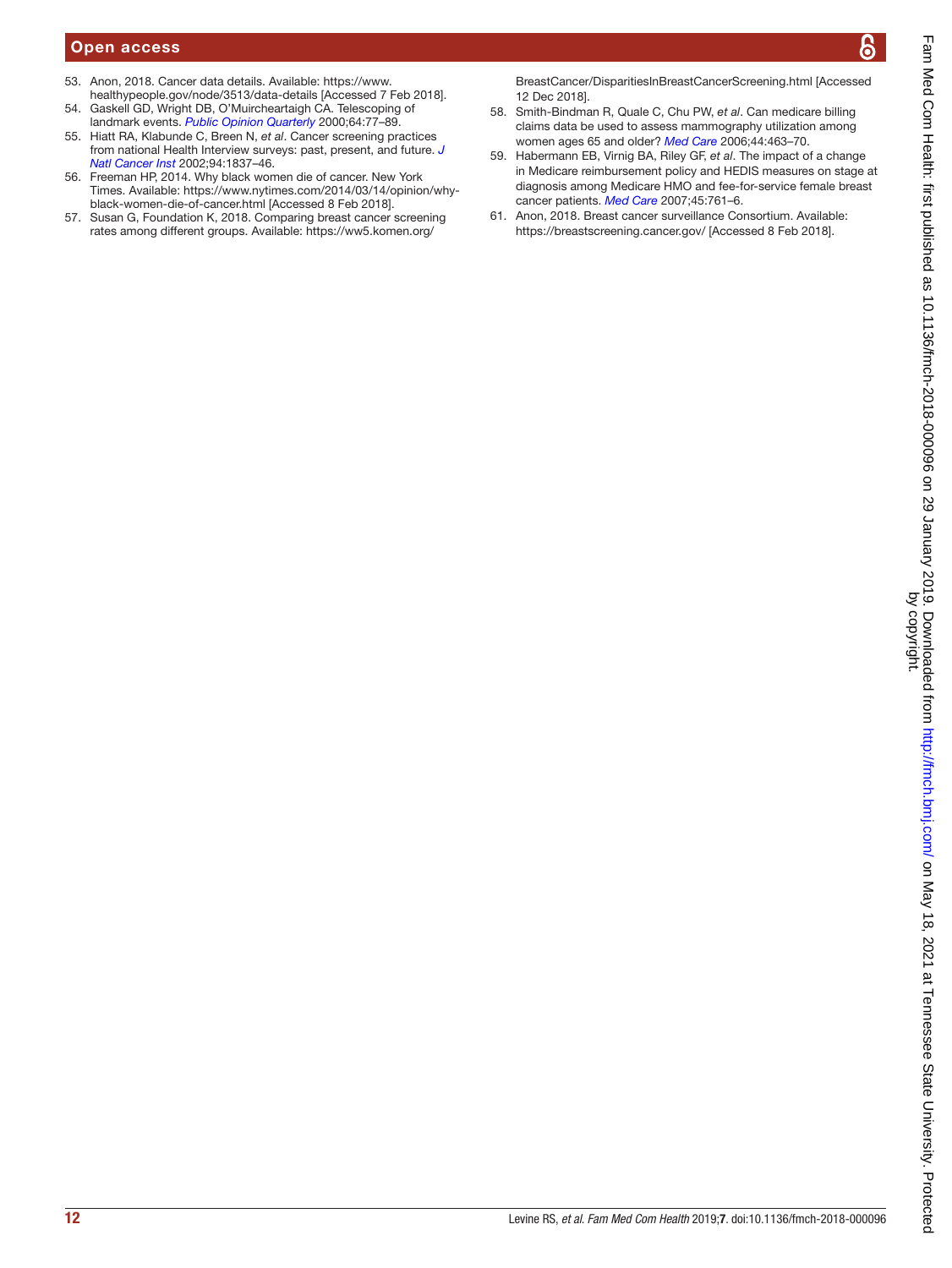53. Anon, 2018. Cancer data details. Available: https://www.healthypeople.gov/node/3513/data-details [Accessed 7 Feb 2018].
54. Gaskell GD, Wright DB, O'Muircheartaigh CA. Telescoping of landmark events. *Public Opinion Quarterly* 2000;64:77–89.
55. Hiatt RA, Klabunde C, Breen N, *et al*. Cancer screening practices from national Health Interview surveys: past, present, and future. *J Natl Cancer Inst* 2002;94:1837–46.
56. Freeman HP, 2014. Why black women die of cancer. New York Times. Available: https://www.nytimes.com/2014/03/14/opinion/why-black-women-die-of-cancer.html [Accessed 8 Feb 2018].
57. Susan G, Foundation K, 2018. Comparing breast cancer screening rates among different groups. Available: https://ww5.komen.org/BreastCancer/DisparitiesInBreastCancerScreening.html [Accessed 12 Dec 2018].
58. Smith-Bindman R, Quale C, Chu PW, *et al*. Can medicare billing claims data be used to assess mammography utilization among women ages 65 and older? *Med Care* 2006;44:463–70.
59. Habermann EB, Virnig BA, Riley GF, *et al*. The impact of a change in Medicare reimbursement policy and HEDIS measures on stage at diagnosis among Medicare HMO and fee-for-service female breast cancer patients. *Med Care* 2007;45:761–6.
60. Anon, 2018. Breast cancer surveillance Consortium. Available: https://breastscreening.cancer.gov/ [Accessed 8 Feb 2018].

53. Anon, 2018. Cancer data details. Available: https://www.healthypeople.gov/node/3513/data-details [Accessed 7 Feb 2018].
54. Gaskell GD, Wright DB, O'Muircheartaigh CA. Telescoping of landmark events. *Public Opinion Quarterly* 2000;64:77–89.
55. Hiatt RA, Klabunde C, Breen N, *et al*. Cancer screening practices from national Health Interview surveys: past, present, and future. *J Natl Cancer Inst* 2002;94:1837–46.
56. Freeman HP, 2014. Why black women die of cancer. New York Times. Available: https://www.nytimes.com/2014/03/14/opinion/why-black-women-die-of-cancer.html [Accessed 8 Feb 2018].
57. Susan G, Foundation K, 2018. Comparing breast cancer screening rates among different groups. Available: https://ww5.komen.org/BreastCancer/DisparitiesInBreastCancerScreening.html [Accessed 12 Dec 2018].
58. Smith-Bindman R, Quale C, Chu PW, *et al*. Can medicare billing claims data be used to assess mammography utilization among women ages 65 and older? *Med Care* 2006;44:463–70.
59. Habermann EB, Virnig BA, Riley GF, *et al*. The impact of a change in Medicare reimbursement policy and HEDIS measures on stage at diagnosis among Medicare HMO and fee-for-service female breast cancer patients. *Med Care* 2007;45:761–6.
61. Anon, 2018. Breast cancer surveillance Consortium. Available: https://breastscreening.cancer.gov/ [Accessed 8 Feb 2018].